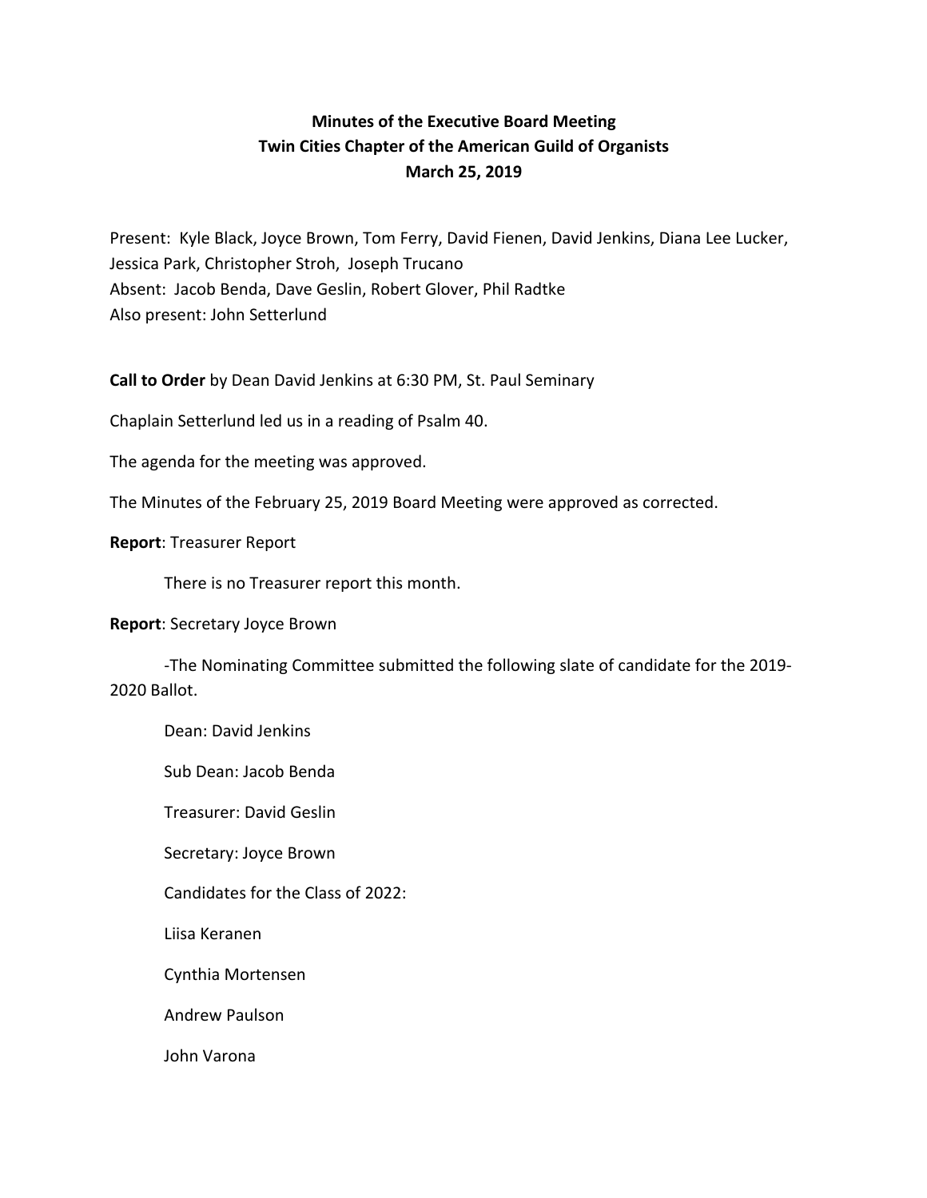**Minutes of the Executive Board Meeting**
**Twin Cities Chapter of the American Guild of Organists**
**March 25, 2019**

Present: Kyle Black, Joyce Brown, Tom Ferry, David Fienen, David Jenkins, Diana Lee Lucker, Jessica Park, Christopher Stroh, Joseph Trucano
Absent: Jacob Benda, Dave Geslin, Robert Glover, Phil Radtke
Also present: John Setterlund

**Call to Order** by Dean David Jenkins at 6:30 PM, St. Paul Seminary

Chaplain Setterlund led us in a reading of Psalm 40.

The agenda for the meeting was approved.

The Minutes of the February 25, 2019 Board Meeting were approved as corrected.

**Report**: Treasurer Report

There is no Treasurer report this month.

**Report**: Secretary Joyce Brown

-The Nominating Committee submitted the following slate of candidate for the 2019-2020 Ballot.

Dean: David Jenkins

Sub Dean: Jacob Benda

Treasurer: David Geslin

Secretary: Joyce Brown

Candidates for the Class of 2022:

Liisa Keranen

Cynthia Mortensen

Andrew Paulson

John Varona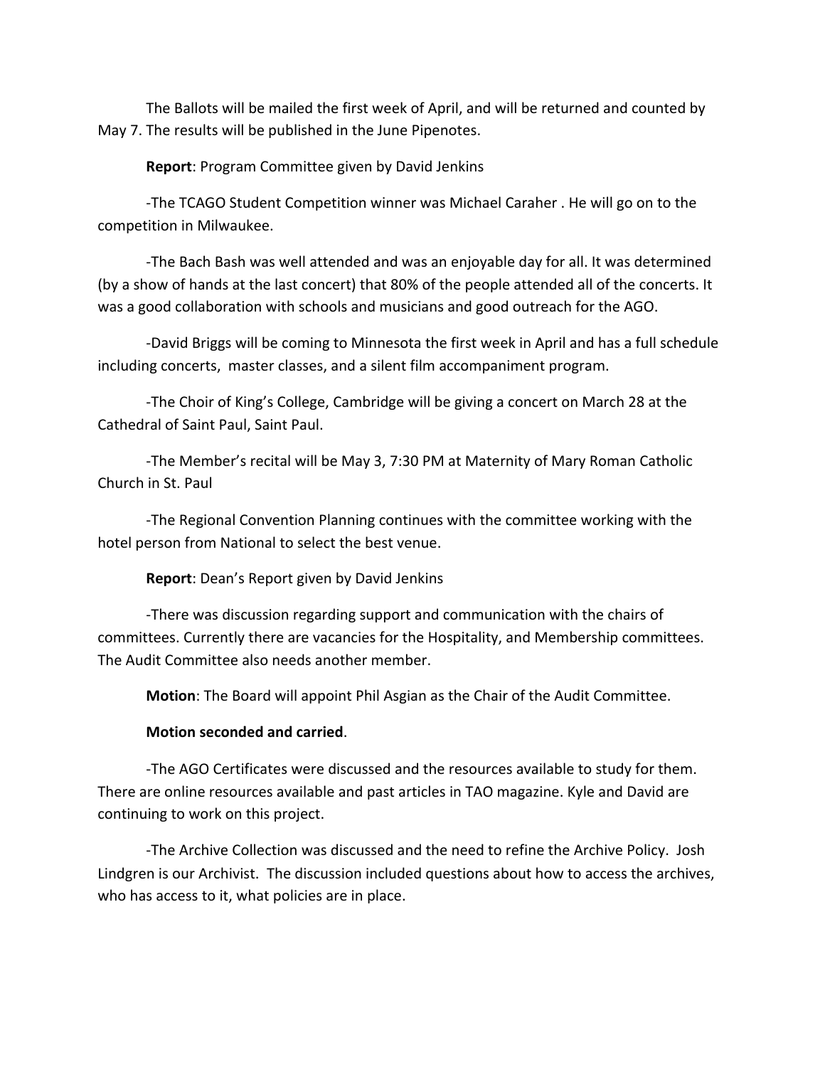The Ballots will be mailed the first week of April, and will be returned and counted by May 7. The results will be published in the June Pipenotes.

**Report**: Program Committee given by David Jenkins

-The TCAGO Student Competition winner was Michael Caraher . He will go on to the competition in Milwaukee.

-The Bach Bash was well attended and was an enjoyable day for all. It was determined (by a show of hands at the last concert) that 80% of the people attended all of the concerts. It was a good collaboration with schools and musicians and good outreach for the AGO.

-David Briggs will be coming to Minnesota the first week in April and has a full schedule including concerts, master classes, and a silent film accompaniment program.

-The Choir of King's College, Cambridge will be giving a concert on March 28 at the Cathedral of Saint Paul, Saint Paul.

-The Member's recital will be May 3, 7:30 PM at Maternity of Mary Roman Catholic Church in St. Paul

-The Regional Convention Planning continues with the committee working with the hotel person from National to select the best venue.

**Report**: Dean's Report given by David Jenkins

-There was discussion regarding support and communication with the chairs of committees. Currently there are vacancies for the Hospitality, and Membership committees. The Audit Committee also needs another member.

**Motion**: The Board will appoint Phil Asgian as the Chair of the Audit Committee.

**Motion seconded and carried**.

-The AGO Certificates were discussed and the resources available to study for them. There are online resources available and past articles in TAO magazine. Kyle and David are continuing to work on this project.

-The Archive Collection was discussed and the need to refine the Archive Policy. Josh Lindgren is our Archivist. The discussion included questions about how to access the archives, who has access to it, what policies are in place.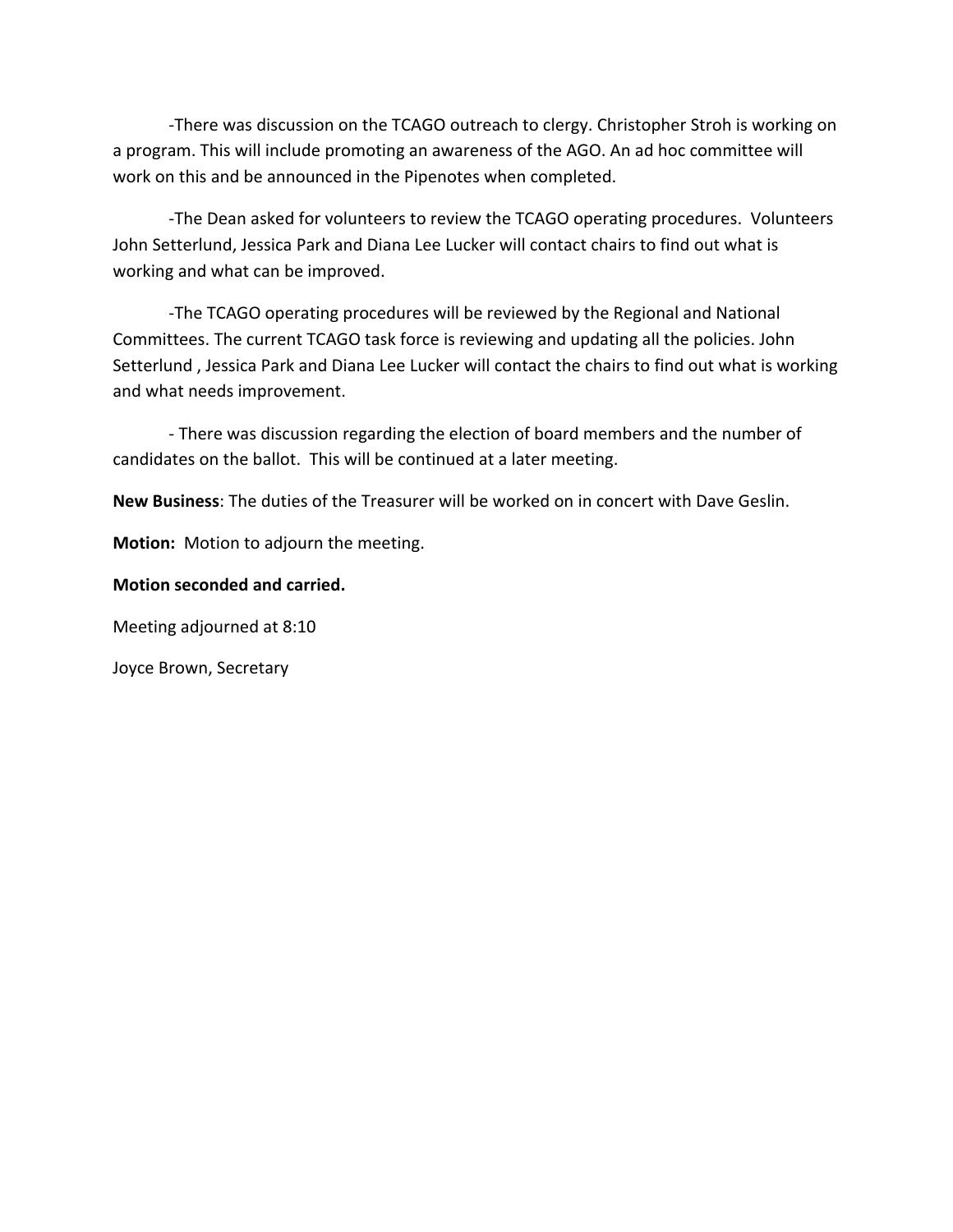-There was discussion on the TCAGO outreach to clergy. Christopher Stroh is working on a program. This will include promoting an awareness of the AGO. An ad hoc committee will work on this and be announced in the Pipenotes when completed.

-The Dean asked for volunteers to review the TCAGO operating procedures. Volunteers John Setterlund, Jessica Park and Diana Lee Lucker will contact chairs to find out what is working and what can be improved.

-The TCAGO operating procedures will be reviewed by the Regional and National Committees. The current TCAGO task force is reviewing and updating all the policies. John Setterlund , Jessica Park and Diana Lee Lucker will contact the chairs to find out what is working and what needs improvement.

- There was discussion regarding the election of board members and the number of candidates on the ballot. This will be continued at a later meeting.

**New Business**: The duties of the Treasurer will be worked on in concert with Dave Geslin.

**Motion:** Motion to adjourn the meeting.

**Motion seconded and carried.**

Meeting adjourned at 8:10

Joyce Brown, Secretary